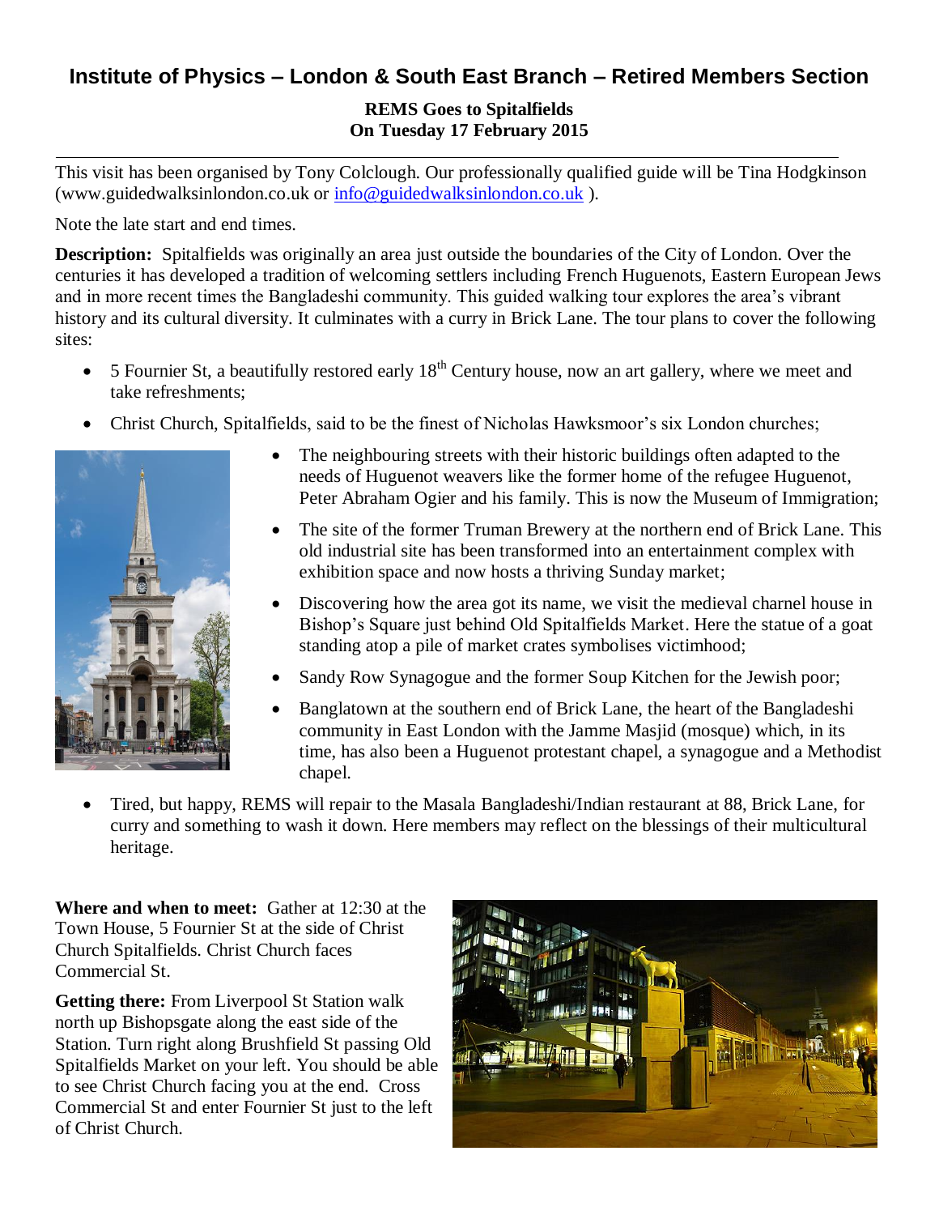# Institute of Physics – London & South East Branch – Retired Members Section

**REMS Goes to Spitalfields**
**On Tuesday 17 February 2015**

---

This visit has been organised by Tony Colclough. Our professionally qualified guide will be Tina Hodgkinson (www.guidedwalksinlondon.co.uk or info@guidedwalksinlondon.co.uk ).

Note the late start and end times.

**Description:** Spitalfields was originally an area just outside the boundaries of the City of London. Over the centuries it has developed a tradition of welcoming settlers including French Huguenots, Eastern European Jews and in more recent times the Bangladeshi community. This guided walking tour explores the area's vibrant history and its cultural diversity. It culminates with a curry in Brick Lane. The tour plans to cover the following sites:

- 5 Fournier St, a beautifully restored early 18th Century house, now an art gallery, where we meet and take refreshments;
- Christ Church, Spitalfields, said to be the finest of Nicholas Hawksmoor's six London churches;
- The neighbouring streets with their historic buildings often adapted to the needs of Huguenot weavers like the former home of the refugee Huguenot, Peter Abraham Ogier and his family. This is now the Museum of Immigration;
- The site of the former Truman Brewery at the northern end of Brick Lane. This old industrial site has been transformed into an entertainment complex with exhibition space and now hosts a thriving Sunday market;
- Discovering how the area got its name, we visit the medieval charnel house in Bishop's Square just behind Old Spitalfields Market. Here the statue of a goat standing atop a pile of market crates symbolises victimhood;
- Sandy Row Synagogue and the former Soup Kitchen for the Jewish poor;
- Banglatown at the southern end of Brick Lane, the heart of the Bangladeshi community in East London with the Jamme Masjid (mosque) which, in its time, has also been a Huguenot protestant chapel, a synagogue and a Methodist chapel.
- Tired, but happy, REMS will repair to the Masala Bangladeshi/Indian restaurant at 88, Brick Lane, for curry and something to wash it down. Here members may reflect on the blessings of their multicultural heritage.

**Where and when to meet:** Gather at 12:30 at the Town House, 5 Fournier St at the side of Christ Church Spitalfields. Christ Church faces Commercial St.

**Getting there:** From Liverpool St Station walk north up Bishopsgate along the east side of the Station. Turn right along Brushfield St passing Old Spitalfields Market on your left. You should be able to see Christ Church facing you at the end. Cross Commercial St and enter Fournier St just to the left of Christ Church.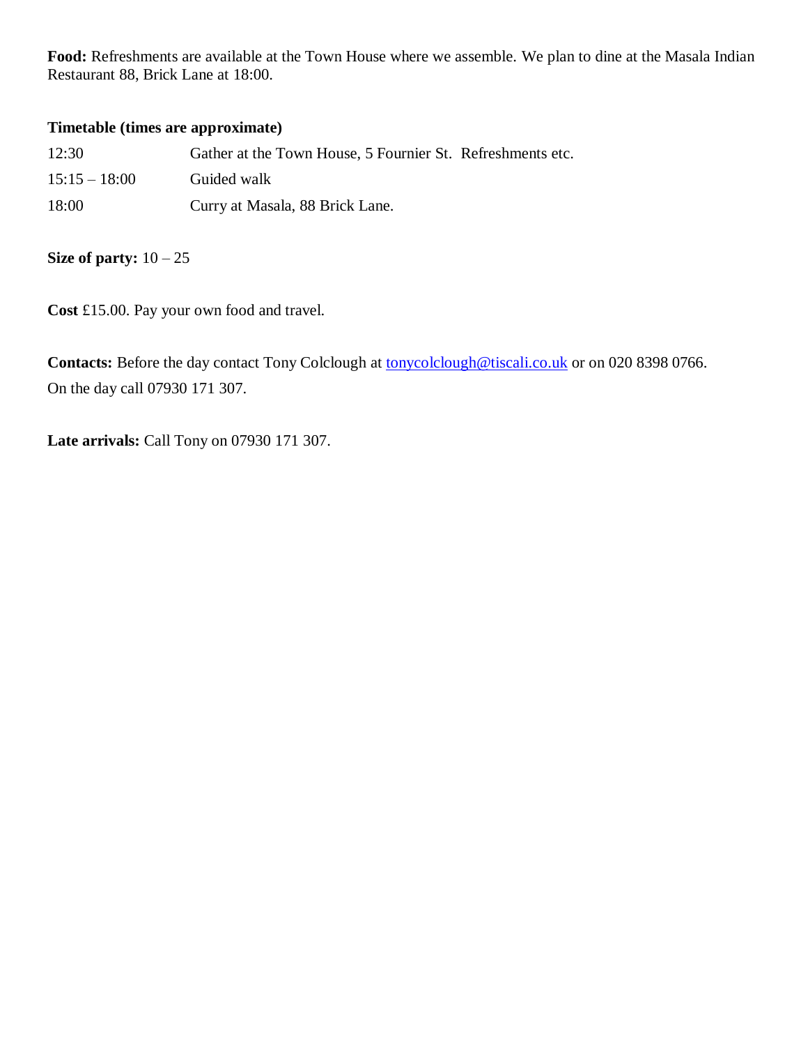**Food:** Refreshments are available at the Town House where we assemble. We plan to dine at the Masala Indian Restaurant 88, Brick Lane at 18:00.

**Timetable (times are approximate)**

| | |
|---|---|
| 12:30 | Gather at the Town House, 5 Fournier St. Refreshments etc. |
| 15:15 – 18:00 | Guided walk |
| 18:00 | Curry at Masala, 88 Brick Lane. |

**Size of party:** 10 – 25

**Cost** £15.00. Pay your own food and travel.

**Contacts:** Before the day contact Tony Colclough at tonycolclough@tiscali.co.uk or on 020 8398 0766.
On the day call 07930 171 307.

**Late arrivals:** Call Tony on 07930 171 307.